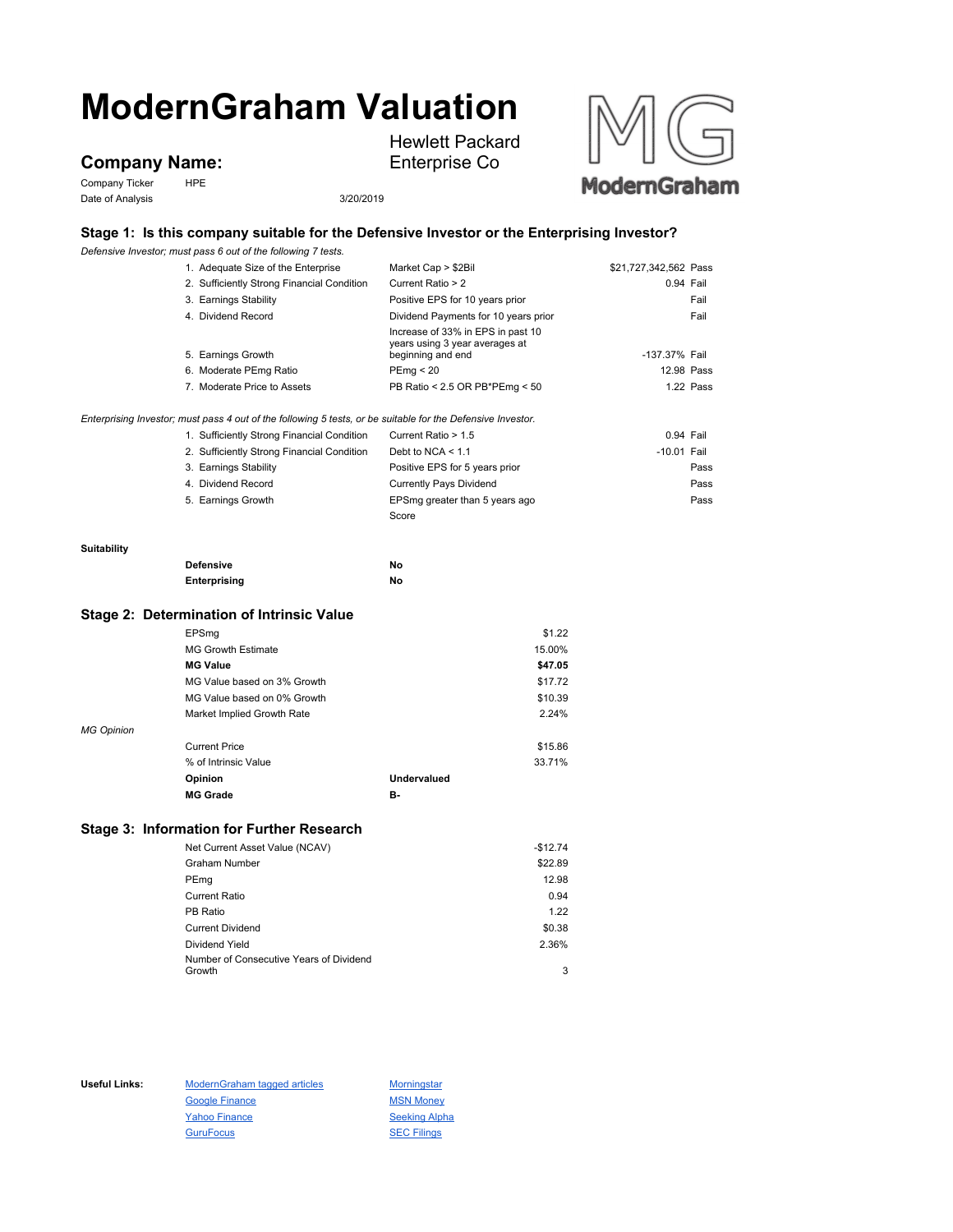# ModernGraham Valuation

## Company Name:

Hewlett Packard Enterprise Co

Company Ticker: HPE

Date of Analysis: 3/20/2019

### Stage 1: Is this company suitable for the Defensive Investor or the Enterprising Investor?

*Defensive Investor; must pass 6 out of the following 7 tests.*

| Test | Criterion | Value | Result |
|---|---|---|---|
| 1. Adequate Size of the Enterprise | Market Cap > $2Bil | $21,727,342,562 | Pass |
| 2. Sufficiently Strong Financial Condition | Current Ratio > 2 | 0.94 | Fail |
| 3. Earnings Stability | Positive EPS for 10 years prior | | Fail |
| 4. Dividend Record | Dividend Payments for 10 years prior | | Fail |
| 5. Earnings Growth | Increase of 33% in EPS in past 10 years using 3 year averages at beginning and end | -137.37% | Fail |
| 6. Moderate PEmg Ratio | PEmg < 20 | 12.98 | Pass |
| 7. Moderate Price to Assets | PB Ratio < 2.5 OR PB*PEmg < 50 | 1.22 | Pass |

*Enterprising Investor; must pass 4 out of the following 5 tests, or be suitable for the Defensive Investor.*

| Test | Criterion | Value | Result |
|---|---|---|---|
| 1. Sufficiently Strong Financial Condition | Current Ratio > 1.5 | 0.94 | Fail |
| 2. Sufficiently Strong Financial Condition | Debt to NCA < 1.1 | -10.01 | Fail |
| 3. Earnings Stability | Positive EPS for 5 years prior | | Pass |
| 4. Dividend Record | Currently Pays Dividend | | Pass |
| 5. Earnings Growth | EPSmg greater than 5 years ago | | Pass |
| | Score | | |

**Suitability**

| | |
|---|---|
| **Defensive** | **No** |
| **Enterprising** | **No** |

### Stage 2: Determination of Intrinsic Value

| | |
|---|---|
| EPSmg | $1.22 |
| MG Growth Estimate | 15.00% |
| **MG Value** | **$47.05** |
| MG Value based on 3% Growth | $17.72 |
| MG Value based on 0% Growth | $10.39 |
| Market Implied Growth Rate | 2.24% |

*MG Opinion*

| | |
|---|---|
| Current Price | $15.86 |
| % of Intrinsic Value | 33.71% |
| **Opinion** | **Undervalued** |
| **MG Grade** | **B-** |

### Stage 3: Information for Further Research

| | |
|---|---|
| Net Current Asset Value (NCAV) | -$12.74 |
| Graham Number | $22.89 |
| PEmg | 12.98 |
| Current Ratio | 0.94 |
| PB Ratio | 1.22 |
| Current Dividend | $0.38 |
| Dividend Yield | 2.36% |
| Number of Consecutive Years of Dividend Growth | 3 |

**Useful Links:**

- ModernGraham tagged articles
- Google Finance
- Yahoo Finance
- GuruFocus
- Morningstar
- MSN Money
- Seeking Alpha
- SEC Filings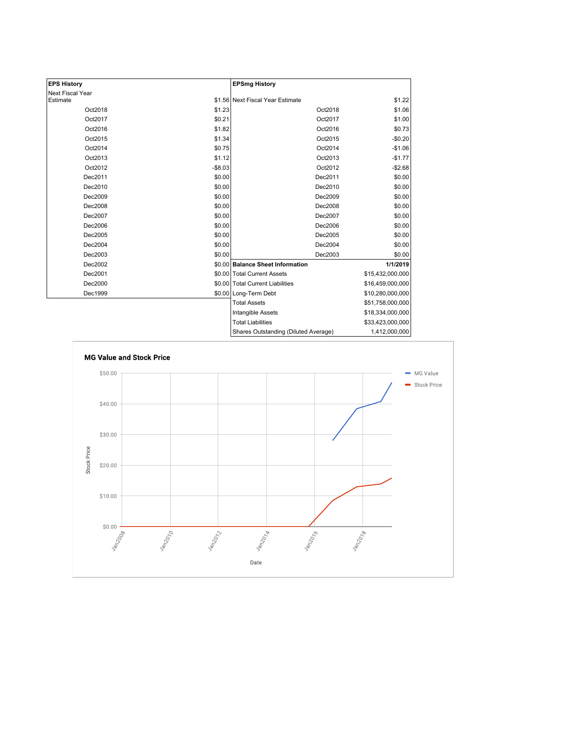| EPS History | | EPSmg History | |
|---|---|---|---|
| Next Fiscal Year Estimate | $1.56 | Next Fiscal Year Estimate | $1.22 |
| Oct2018 | $1.23 | Oct2018 | $1.06 |
| Oct2017 | $0.21 | Oct2017 | $1.00 |
| Oct2016 | $1.82 | Oct2016 | $0.73 |
| Oct2015 | $1.34 | Oct2015 | -$0.20 |
| Oct2014 | $0.75 | Oct2014 | -$1.06 |
| Oct2013 | $1.12 | Oct2013 | -$1.77 |
| Oct2012 | -$8.03 | Oct2012 | -$2.68 |
| Dec2011 | $0.00 | Dec2011 | $0.00 |
| Dec2010 | $0.00 | Dec2010 | $0.00 |
| Dec2009 | $0.00 | Dec2009 | $0.00 |
| Dec2008 | $0.00 | Dec2008 | $0.00 |
| Dec2007 | $0.00 | Dec2007 | $0.00 |
| Dec2006 | $0.00 | Dec2006 | $0.00 |
| Dec2005 | $0.00 | Dec2005 | $0.00 |
| Dec2004 | $0.00 | Dec2004 | $0.00 |
| Dec2003 | $0.00 | Dec2003 | $0.00 |
| Dec2002 | $0.00 | **Balance Sheet Information** | **1/1/2019** |
| Dec2001 | $0.00 | Total Current Assets | $15,432,000,000 |
| Dec2000 | $0.00 | Total Current Liabilities | $16,459,000,000 |
| Dec1999 | $0.00 | Long-Term Debt | $10,280,000,000 |
| | | Total Assets | $51,758,000,000 |
| | | Intangible Assets | $18,334,000,000 |
| | | Total Liabilities | $33,423,000,000 |
| | | Shares Outstanding (Diluted Average) | 1,412,000,000 |

**MG Value and Stock Price**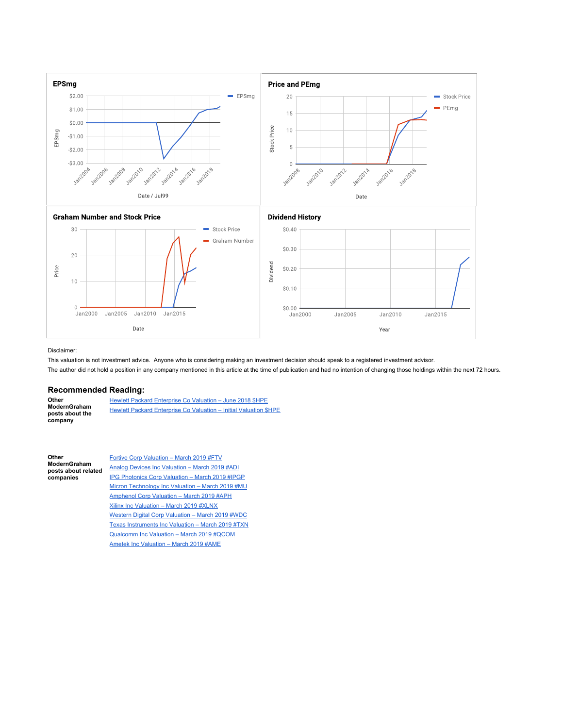**EPSmg**

$2.00
$1.00
$0.00
-$1.00
-$2.00
-$3.00

EPSmg

Jan2004 Jan2006 Jan2008 Jan2010 Jan2012 Jan2014 Jan2016 Jan2018

Date / Jul99

EPSmg

**Price and PEmg**

20
15
10
5
0

Stock Price

Jan2008 Jan2010 Jan2012 Jan2014 Jan2016 Jan2018

Date

Stock Price
PEmg

**Graham Number and Stock Price**

30
20
10
0

Price

Jan2000 Jan2005 Jan2010 Jan2015

Date

Stock Price
Graham Number

**Dividend History**

$0.40
$0.30
$0.20
$0.10
$0.00

Dividend

Jan2000 Jan2005 Jan2010 Jan2015

Year

Disclaimer:

This valuation is not investment advice. Anyone who is considering making an investment decision should speak to a registered investment advisor.

The author did not hold a position in any company mentioned in this article at the time of publication and had no intention of changing those holdings within the next 72 hours.

## Recommended Reading:

**Other ModernGraham posts about the company**

- Hewlett Packard Enterprise Co Valuation – June 2018 $HPE
- Hewlett Packard Enterprise Co Valuation – Initial Valuation $HPE

**Other ModernGraham posts about related companies**

- Fortive Corp Valuation – March 2019 #FTV
- Analog Devices Inc Valuation – March 2019 #ADI
- IPG Photonics Corp Valuation – March 2019 #IPGP
- Micron Technology Inc Valuation – March 2019 #MU
- Amphenol Corp Valuation – March 2019 #APH
- Xilinx Inc Valuation – March 2019 #XLNX
- Western Digital Corp Valuation – March 2019 #WDC
- Texas Instruments Inc Valuation – March 2019 #TXN
- Qualcomm Inc Valuation – March 2019 #QCOM
- Ametek Inc Valuation – March 2019 #AME